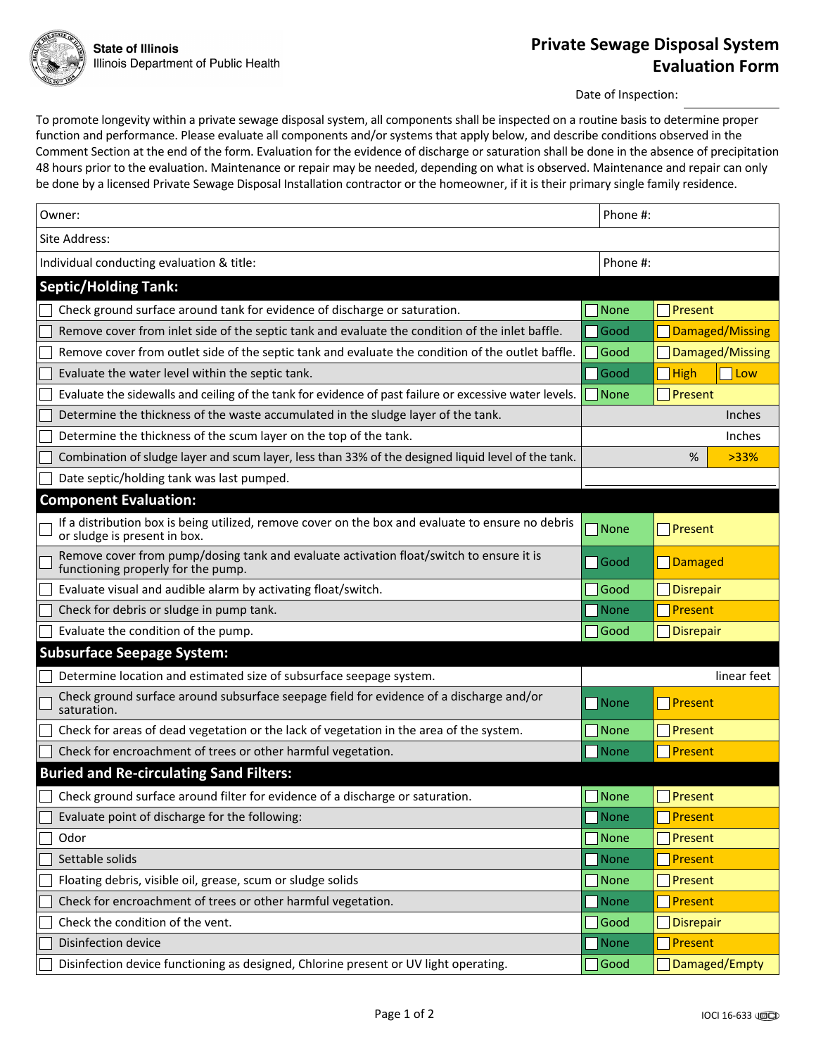State of Illinois
Illinois Department of Public Health

# Private Sewage Disposal System Evaluation Form

Date of Inspection: ______________

To promote longevity within a private sewage disposal system, all components shall be inspected on a routine basis to determine proper function and performance. Please evaluate all components and/or systems that apply below, and describe conditions observed in the Comment Section at the end of the form. Evaluation for the evidence of discharge or saturation shall be done in the absence of precipitation 48 hours prior to the evaluation. Maintenance or repair may be needed, depending on what is observed. Maintenance and repair can only be done by a licensed Private Sewage Disposal Installation contractor or the homeowner, if it is their primary single family residence.

| Owner: | Phone #: |
|---|---|
| Site Address: | |
| Individual conducting evaluation & title: | Phone #: |

| Septic/Holding Tank: | | | |
|---|---|---|---|
| ☐ Check ground surface around tank for evidence of discharge or saturation. | ☐ None | ☐ Present | |
| ☐ Remove cover from inlet side of the septic tank and evaluate the condition of the inlet baffle. | ☐ Good | ☐ Damaged/Missing | |
| ☐ Remove cover from outlet side of the septic tank and evaluate the condition of the outlet baffle. | ☐ Good | ☐ Damaged/Missing | |
| ☐ Evaluate the water level within the septic tank. | ☐ Good | ☐ High | ☐ Low |
| ☐ Evaluate the sidewalls and ceiling of the tank for evidence of past failure or excessive water levels. | ☐ None | ☐ Present | |
| ☐ Determine the thickness of the waste accumulated in the sludge layer of the tank. | Inches | | |
| ☐ Determine the thickness of the scum layer on the top of the tank. | Inches | | |
| ☐ Combination of sludge layer and scum layer, less than 33% of the designed liquid level of the tank. | % | >33% | |
| ☐ Date septic/holding tank was last pumped. | | | |

| Component Evaluation: | | |
|---|---|---|
| ☐ If a distribution box is being utilized, remove cover on the box and evaluate to ensure no debris or sludge is present in box. | ☐ None | ☐ Present |
| ☐ Remove cover from pump/dosing tank and evaluate activation float/switch to ensure it is functioning properly for the pump. | ☐ Good | ☐ Damaged |
| ☐ Evaluate visual and audible alarm by activating float/switch. | ☐ Good | ☐ Disrepair |
| ☐ Check for debris or sludge in pump tank. | ☐ None | ☐ Present |
| ☐ Evaluate the condition of the pump. | ☐ Good | ☐ Disrepair |

| Subsurface Seepage System: | | |
|---|---|---|
| ☐ Determine location and estimated size of subsurface seepage system. | linear feet | |
| ☐ Check ground surface around subsurface seepage field for evidence of a discharge and/or saturation. | ☐ None | ☐ Present |
| ☐ Check for areas of dead vegetation or the lack of vegetation in the area of the system. | ☐ None | ☐ Present |
| ☐ Check for encroachment of trees or other harmful vegetation. | ☐ None | ☐ Present |

| Buried and Re-circulating Sand Filters: | | |
|---|---|---|
| ☐ Check ground surface around filter for evidence of a discharge or saturation. | ☐ None | ☐ Present |
| ☐ Evaluate point of discharge for the following: | ☐ None | ☐ Present |
| ☐ Odor | ☐ None | ☐ Present |
| ☐ Settable solids | ☐ None | ☐ Present |
| ☐ Floating debris, visible oil, grease, scum or sludge solids | ☐ None | ☐ Present |
| ☐ Check for encroachment of trees or other harmful vegetation. | ☐ None | ☐ Present |
| ☐ Check the condition of the vent. | ☐ Good | ☐ Disrepair |
| ☐ Disinfection device | ☐ None | ☐ Present |
| ☐ Disinfection device functioning as designed, Chlorine present or UV light operating. | ☐ Good | ☐ Damaged/Empty |

IOCI 16-633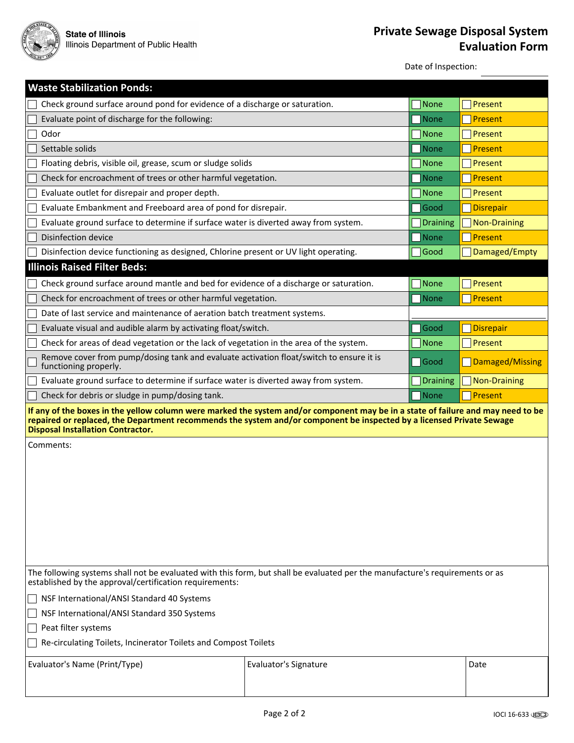State of Illinois
Illinois Department of Public Health

# Private Sewage Disposal System Evaluation Form

Date of Inspection: ______________

| Waste Stabilization Ponds: | | |
|---|---|---|
| ☐ Check ground surface around pond for evidence of a discharge or saturation. | ☐ None | ☐ Present |
| ☐ Evaluate point of discharge for the following: | ☐ None | ☐ Present |
| ☐ Odor | ☐ None | ☐ Present |
| ☐ Settable solids | ☐ None | ☐ Present |
| ☐ Floating debris, visible oil, grease, scum or sludge solids | ☐ None | ☐ Present |
| ☐ Check for encroachment of trees or other harmful vegetation. | ☐ None | ☐ Present |
| ☐ Evaluate outlet for disrepair and proper depth. | ☐ None | ☐ Present |
| ☐ Evaluate Embankment and Freeboard area of pond for disrepair. | ☐ Good | ☐ Disrepair |
| ☐ Evaluate ground surface to determine if surface water is diverted away from system. | ☐ Draining | ☐ Non-Draining |
| ☐ Disinfection device | ☐ None | ☐ Present |
| ☐ Disinfection device functioning as designed, Chlorine present or UV light operating. | ☐ Good | ☐ Damaged/Empty |
| **Illinois Raised Filter Beds:** | | |
| ☐ Check ground surface around mantle and bed for evidence of a discharge or saturation. | ☐ None | ☐ Present |
| ☐ Check for encroachment of trees or other harmful vegetation. | ☐ None | ☐ Present |
| ☐ Date of last service and maintenance of aeration batch treatment systems. | ______________ | |
| ☐ Evaluate visual and audible alarm by activating float/switch. | ☐ Good | ☐ Disrepair |
| ☐ Check for areas of dead vegetation or the lack of vegetation in the area of the system. | ☐ None | ☐ Present |
| ☐ Remove cover from pump/dosing tank and evaluate activation float/switch to ensure it is functioning properly. | ☐ Good | ☐ Damaged/Missing |
| ☐ Evaluate ground surface to determine if surface water is diverted away from system. | ☐ Draining | ☐ Non-Draining |
| ☐ Check for debris or sludge in pump/dosing tank. | ☐ None | ☐ Present |

**If any of the boxes in the yellow column were marked the system and/or component may be in a state of failure and may need to be repaired or replaced, the Department recommends the system and/or component be inspected by a licensed Private Sewage Disposal Installation Contractor.**

Comments:

The following systems shall not be evaluated with this form, but shall be evaluated per the manufacture's requirements or as established by the approval/certification requirements:

- ☐ NSF International/ANSI Standard 40 Systems
- ☐ NSF International/ANSI Standard 350 Systems
- ☐ Peat filter systems
- ☐ Re-circulating Toilets, Incinerator Toilets and Compost Toilets

| Evaluator's Name (Print/Type) | Evaluator's Signature | Date |
|---|---|---|
| | | |

IOCI 16-633